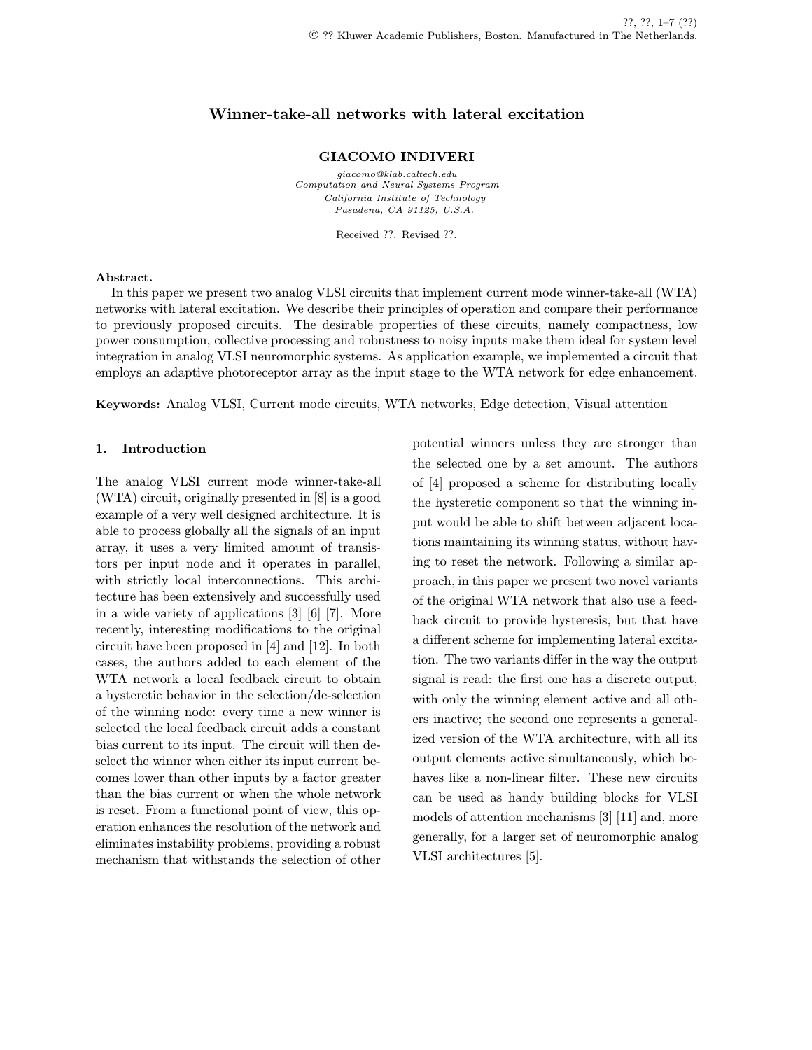# Winner-take-all networks with lateral excitation

**GIACOMO INDIVERI**

*giacomo@klab.caltech.edu*
*Computation and Neural Systems Program*
*California Institute of Technology*
*Pasadena, CA 91125, U.S.A.*

Received ??. Revised ??.

**Abstract.**

In this paper we present two analog VLSI circuits that implement current mode winner-take-all (WTA) networks with lateral excitation. We describe their principles of operation and compare their performance to previously proposed circuits. The desirable properties of these circuits, namely compactness, low power consumption, collective processing and robustness to noisy inputs make them ideal for system level integration in analog VLSI neuromorphic systems. As application example, we implemented a circuit that employs an adaptive photoreceptor array as the input stage to the WTA network for edge enhancement.

**Keywords:** Analog VLSI, Current mode circuits, WTA networks, Edge detection, Visual attention

## 1. Introduction

The analog VLSI current mode winner-take-all (WTA) circuit, originally presented in [8] is a good example of a very well designed architecture. It is able to process globally all the signals of an input array, it uses a very limited amount of transistors per input node and it operates in parallel, with strictly local interconnections. This architecture has been extensively and successfully used in a wide variety of applications [3] [6] [7]. More recently, interesting modifications to the original circuit have been proposed in [4] and [12]. In both cases, the authors added to each element of the WTA network a local feedback circuit to obtain a hysteretic behavior in the selection/de-selection of the winning node: every time a new winner is selected the local feedback circuit adds a constant bias current to its input. The circuit will then deselect the winner when either its input current becomes lower than other inputs by a factor greater than the bias current or when the whole network is reset. From a functional point of view, this operation enhances the resolution of the network and eliminates instability problems, providing a robust mechanism that withstands the selection of other potential winners unless they are stronger than the selected one by a set amount. The authors of [4] proposed a scheme for distributing locally the hysteretic component so that the winning input would be able to shift between adjacent locations maintaining its winning status, without having to reset the network. Following a similar approach, in this paper we present two novel variants of the original WTA network that also use a feedback circuit to provide hysteresis, but that have a different scheme for implementing lateral excitation. The two variants differ in the way the output signal is read: the first one has a discrete output, with only the winning element active and all others inactive; the second one represents a generalized version of the WTA architecture, with all its output elements active simultaneously, which behaves like a non-linear filter. These new circuits can be used as handy building blocks for VLSI models of attention mechanisms [3] [11] and, more generally, for a larger set of neuromorphic analog VLSI architectures [5].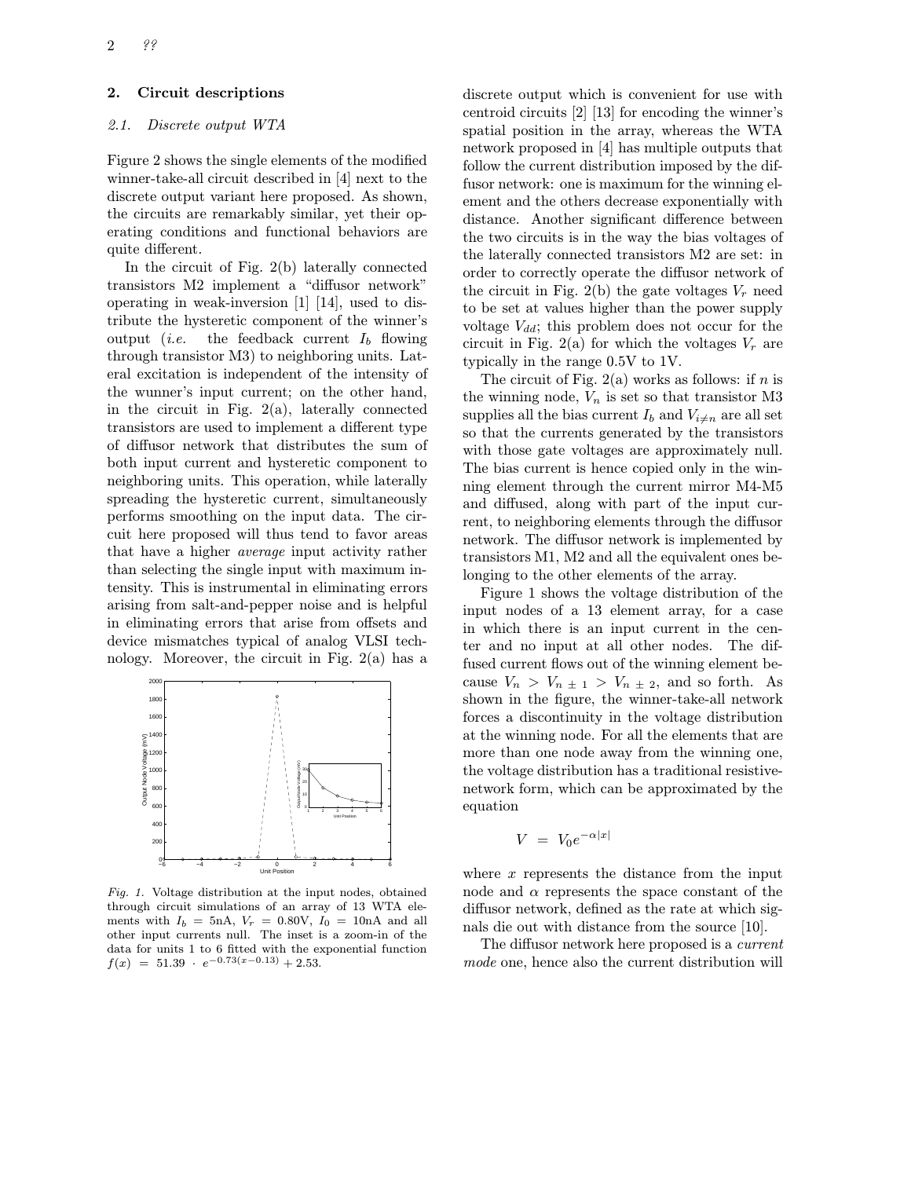## 2. Circuit descriptions

### 2.1. Discrete output WTA

Figure 2 shows the single elements of the modified winner-take-all circuit described in [4] next to the discrete output variant here proposed. As shown, the circuits are remarkably similar, yet their operating conditions and functional behaviors are quite different.

In the circuit of Fig. 2(b) laterally connected transistors M2 implement a "diffusor network" operating in weak-inversion [1] [14], used to distribute the hysteretic component of the winner's output (*i.e.* the feedback current $I_b$ flowing through transistor M3) to neighboring units. Lateral excitation is independent of the intensity of the wunner's input current; on the other hand, in the circuit in Fig. 2(a), laterally connected transistors are used to implement a different type of diffusor network that distributes the sum of both input current and hysteretic component to neighboring units. This operation, while laterally spreading the hysteretic current, simultaneously performs smoothing on the input data. The circuit here proposed will thus tend to favor areas that have a higher *average* input activity rather than selecting the single input with maximum intensity. This is instrumental in eliminating errors arising from salt-and-pepper noise and is helpful in eliminating errors that arise from offsets and device mismatches typical of analog VLSI technology. Moreover, the circuit in Fig. 2(a) has a discrete output which is convenient for use with centroid circuits [2] [13] for encoding the winner's spatial position in the array, whereas the WTA network proposed in [4] has multiple outputs that follow the current distribution imposed by the diffusor network: one is maximum for the winning element and the others decrease exponentially with distance. Another significant difference between the two circuits is in the way the bias voltages of the laterally connected transistors M2 are set: in order to correctly operate the diffusor network of the circuit in Fig. 2(b) the gate voltages $V_r$ need to be set at values higher than the power supply voltage $V_{dd}$; this problem does not occur for the circuit in Fig. 2(a) for which the voltages $V_r$ are typically in the range 0.5V to 1V.

Output Node Voltage (mV)
2000
1800
1600
1400
1200
1000
800
600
400
200
0
−6 −4 −2 0 2 4 6
Unit Position

Output Node Voltage (mV)
Unit Position

*Fig. 1.* Voltage distribution at the input nodes, obtained through circuit simulations of an array of 13 WTA elements with $I_b = 5\text{nA}$, $V_r = 0.80\text{V}$, $I_0 = 10\text{nA}$ and all other input currents null. The inset is a zoom-in of the data for units 1 to 6 fitted with the exponential function $f(x) = 51.39 \cdot e^{-0.73(x-0.13)} + 2.53$.

The circuit of Fig. 2(a) works as follows: if $n$ is the winning node, $V_n$ is set so that transistor M3 supplies all the bias current $I_b$ and $V_{i \neq n}$ are all set so that the currents generated by the transistors with those gate voltages are approximately null. The bias current is hence copied only in the winning element through the current mirror M4-M5 and diffused, along with part of the input current, to neighboring elements through the diffusor network. The diffusor network is implemented by transistors M1, M2 and all the equivalent ones belonging to the other elements of the array.

Figure 1 shows the voltage distribution of the input nodes of a 13 element array, for a case in which there is an input current in the center and no input at all other nodes. The diffused current flows out of the winning element because $V_n > V_{n \pm 1} > V_{n \pm 2}$, and so forth. As shown in the figure, the winner-take-all network forces a discontinuity in the voltage distribution at the winning node. For all the elements that are more than one node away from the winning one, the voltage distribution has a traditional resistive-network form, which can be approximated by the equation

$$V = V_0 e^{-\alpha|x|}$$

where $x$ represents the distance from the input node and $\alpha$ represents the space constant of the diffusor network, defined as the rate at which signals die out with distance from the source [10].

The diffusor network here proposed is a *current mode* one, hence also the current distribution will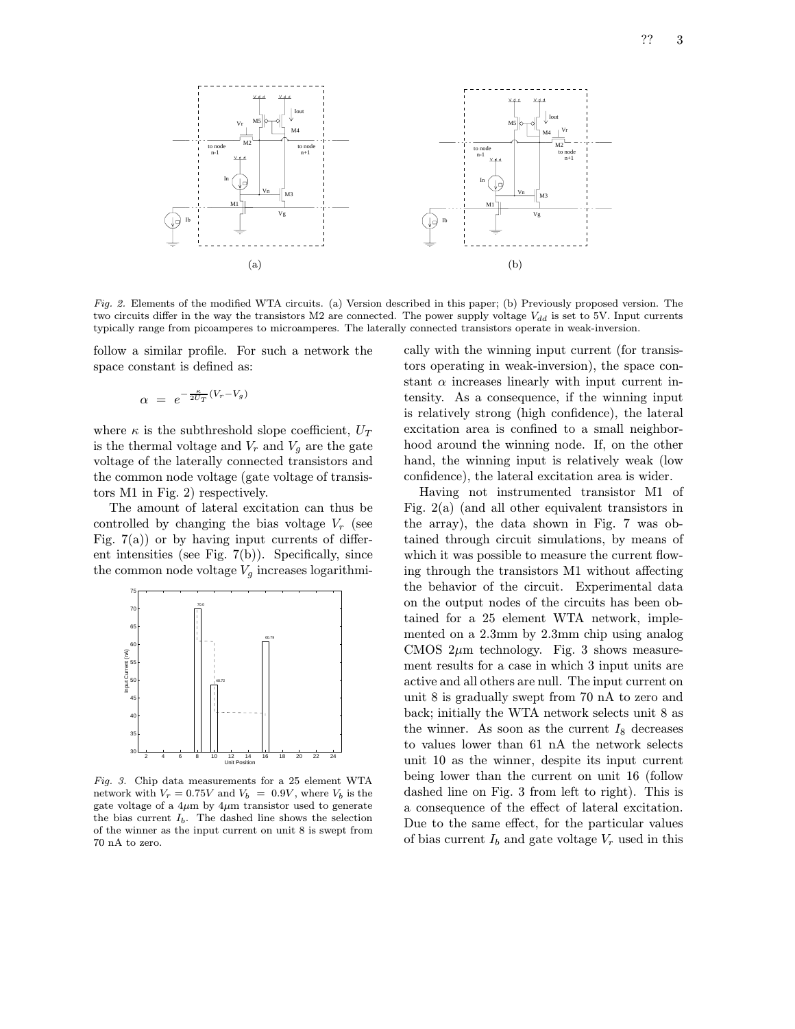Fig. 2. Elements of the modified WTA circuits. (a) Version described in this paper; (b) Previously proposed version. The two circuits differ in the way the transistors M2 are connected. The power supply voltage $V_{dd}$ is set to 5V. Input currents typically range from picoamperes to microamperes. The laterally connected transistors operate in weak-inversion.

follow a similar profile. For such a network the space constant is defined as:

$$\alpha = e^{-\frac{\kappa}{2U_T}(V_r - V_g)}$$

where $\kappa$ is the subthreshold slope coefficient, $U_T$ is the thermal voltage and $V_r$ and $V_g$ are the gate voltage of the laterally connected transistors and the common node voltage (gate voltage of transistors M1 in Fig. 2) respectively.

The amount of lateral excitation can thus be controlled by changing the bias voltage $V_r$ (see Fig. 7(a)) or by having input currents of different intensities (see Fig. 7(b)). Specifically, since the common node voltage $V_g$ increases logarithmically with the winning input current (for transistors operating in weak-inversion), the space constant $\alpha$ increases linearly with input current intensity. As a consequence, if the winning input is relatively strong (high confidence), the lateral excitation area is confined to a small neighborhood around the winning node. If, on the other hand, the winning input is relatively weak (low confidence), the lateral excitation area is wider.

Fig. 3. Chip data measurements for a 25 element WTA network with $V_r = 0.75V$ and $V_b = 0.9V$, where $V_b$ is the gate voltage of a 4$\mu$m by 4$\mu$m transistor used to generate the bias current $I_b$. The dashed line shows the selection of the winner as the input current on unit 8 is swept from 70 nA to zero.

Having not instrumented transistor M1 of Fig. 2(a) (and all other equivalent transistors in the array), the data shown in Fig. 7 was obtained through circuit simulations, by means of which it was possible to measure the current flowing through the transistors M1 without affecting the behavior of the circuit. Experimental data on the output nodes of the circuits has been obtained for a 25 element WTA network, implemented on a 2.3mm by 2.3mm chip using analog CMOS 2$\mu$m technology. Fig. 3 shows measurement results for a case in which 3 input units are active and all others are null. The input current on unit 8 is gradually swept from 70 nA to zero and back; initially the WTA network selects unit 8 as the winner. As soon as the current $I_8$ decreases to values lower than 61 nA the network selects unit 10 as the winner, despite its input current being lower than the current on unit 16 (follow dashed line on Fig. 3 from left to right). This is a consequence of the effect of lateral excitation. Due to the same effect, for the particular values of bias current $I_b$ and gate voltage $V_r$ used in this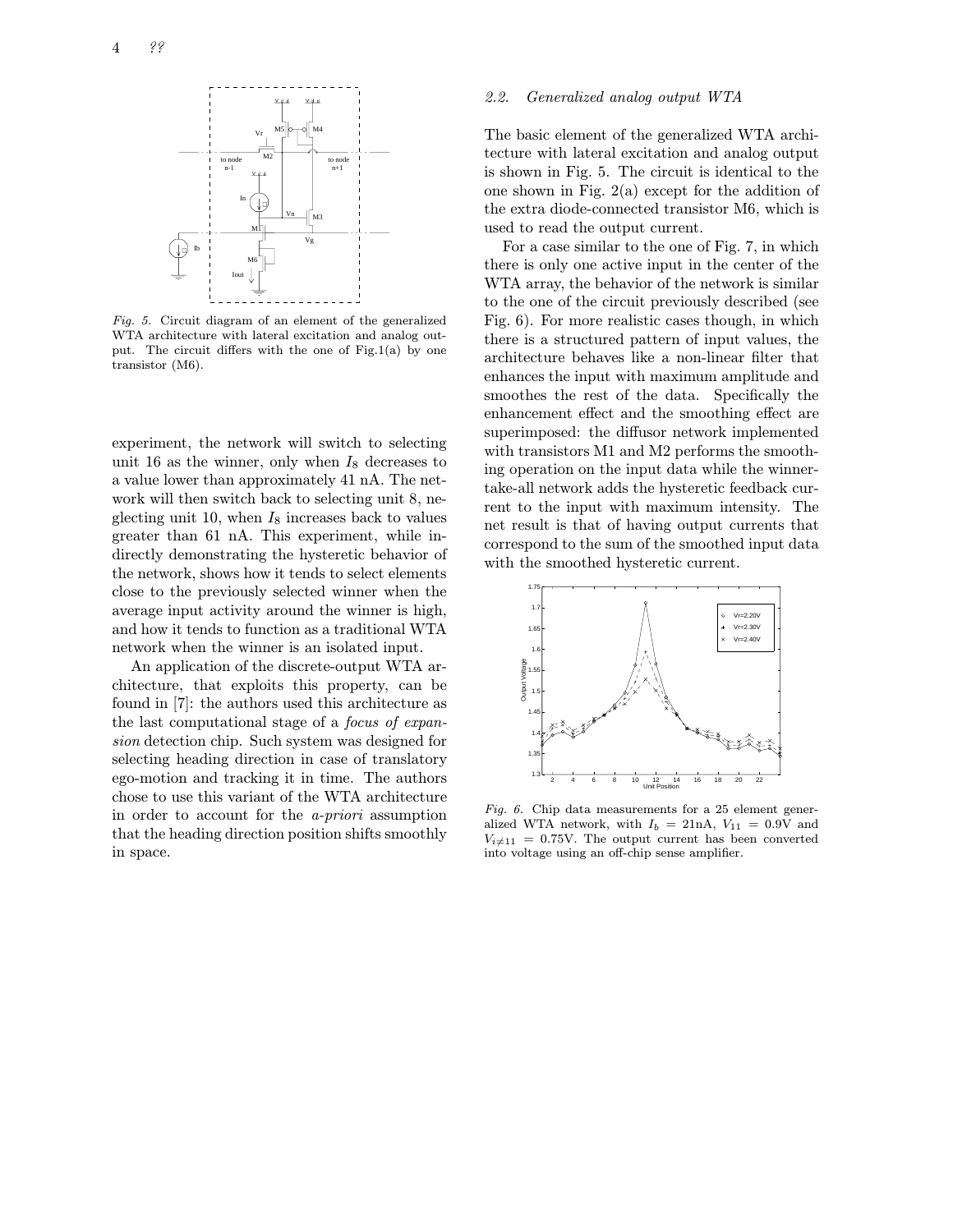Fig. 5. Circuit diagram of an element of the generalized WTA architecture with lateral excitation and analog output. The circuit differs with the one of Fig.1(a) by one transistor (M6).

experiment, the network will switch to selecting unit 16 as the winner, only when $I_8$ decreases to a value lower than approximately 41 nA. The network will then switch back to selecting unit 8, neglecting unit 10, when $I_8$ increases back to values greater than 61 nA. This experiment, while indirectly demonstrating the hysteretic behavior of the network, shows how it tends to select elements close to the previously selected winner when the average input activity around the winner is high, and how it tends to function as a traditional WTA network when the winner is an isolated input.

An application of the discrete-output WTA architecture, that exploits this property, can be found in [7]: the authors used this architecture as the last computational stage of a *focus of expansion* detection chip. Such system was designed for selecting heading direction in case of translatory ego-motion and tracking it in time. The authors chose to use this variant of the WTA architecture in order to account for the *a-priori* assumption that the heading direction position shifts smoothly in space.

### *2.2. Generalized analog output WTA*

The basic element of the generalized WTA architecture with lateral excitation and analog output is shown in Fig. 5. The circuit is identical to the one shown in Fig. 2(a) except for the addition of the extra diode-connected transistor M6, which is used to read the output current.

For a case similar to the one of Fig. 7, in which there is only one active input in the center of the WTA array, the behavior of the network is similar to the one of the circuit previously described (see Fig. 6). For more realistic cases though, in which there is a structured pattern of input values, the architecture behaves like a non-linear filter that enhances the input with maximum amplitude and smoothes the rest of the data. Specifically the enhancement effect and the smoothing effect are superimposed: the diffusor network implemented with transistors M1 and M2 performs the smoothing operation on the input data while the winner-take-all network adds the hysteretic feedback current to the input with maximum intensity. The net result is that of having output currents that correspond to the sum of the smoothed input data with the smoothed hysteretic current.

Fig. 6. Chip data measurements for a 25 element generalized WTA network, with $I_b$ = 21nA, $V_{11}$ = 0.9V and $V_{i \neq 11}$ = 0.75V. The output current has been converted into voltage using an off-chip sense amplifier.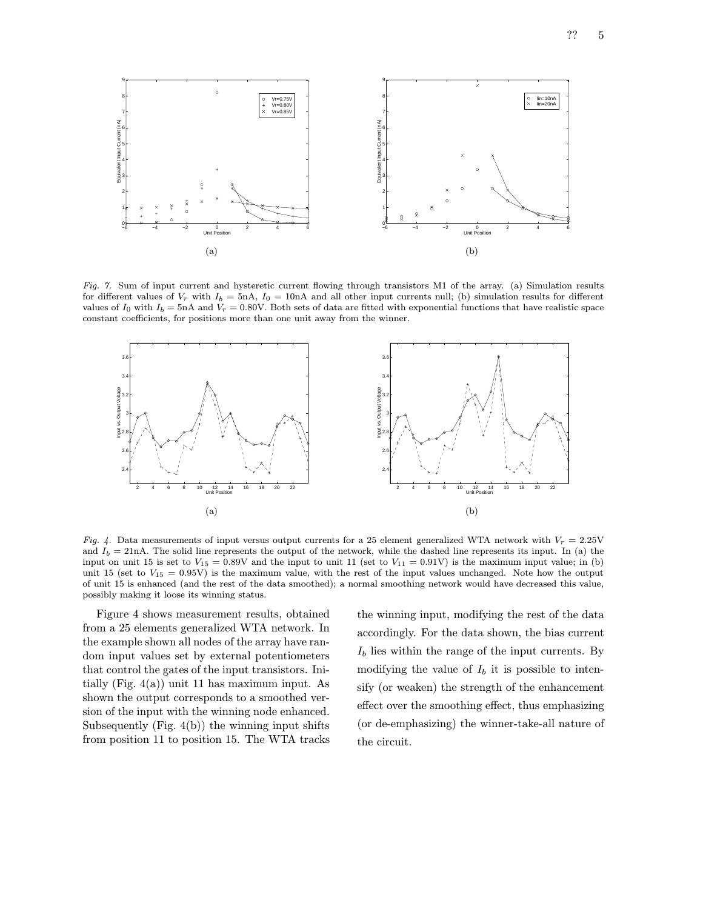9
8
7
6
5
4
3
2
1
0
−6 −4 −2 0 2 4 6
Unit Position
Equivalent Input Current (nA)
Vr=0.75V
Vr=0.80V
Vr=0.85V

(a)

9
8
7
6
5
4
3
2
1
0
−6 −4 −2 0 2 4 6
Unit Position
Equivalent Input Current (nA)
Iin=10nA
Iin=20nA

(b)

*Fig. 7.* Sum of input current and hysteretic current flowing through transistors M1 of the array. (a) Simulation results for different values of $V_r$ with $I_b$ = 5nA, $I_0$ = 10nA and all other input currents null; (b) simulation results for different values of $I_0$ with $I_b$ = 5nA and $V_r$ = 0.80V. Both sets of data are fitted with exponential functions that have realistic space constant coefficients, for positions more than one unit away from the winner.

3.6
3.4
3.2
3
2.8
2.6
2.4
2 4 6 8 10 12 14 16 18 20 22
Unit Position
Input vs. Output Voltage

(a)

3.6
3.4
3.2
3
2.8
2.6
2.4
2 4 6 8 10 12 14 16 18 20 22
Unit Position
Input vs. Output Voltage

(b)

*Fig. 4.* Data measurements of input versus output currents for a 25 element generalized WTA network with $V_r$ = 2.25V and $I_b$ = 21nA. The solid line represents the output of the network, while the dashed line represents its input. In (a) the input on unit 15 is set to $V_{15}$ = 0.89V and the input to unit 11 (set to $V_{11}$ = 0.91V) is the maximum input value; in (b) unit 15 (set to $V_{15}$ = 0.95V) is the maximum value, with the rest of the input values unchanged. Note how the output of unit 15 is enhanced (and the rest of the data smoothed); a normal smoothing network would have decreased this value, possibly making it loose its winning status.

Figure 4 shows measurement results, obtained from a 25 elements generalized WTA network. In the example shown all nodes of the array have random input values set by external potentiometers that control the gates of the input transistors. Initially (Fig. 4(a)) unit 11 has maximum input. As shown the output corresponds to a smoothed version of the input with the winning node enhanced. Subsequently (Fig. 4(b)) the winning input shifts from position 11 to position 15. The WTA tracks the winning input, modifying the rest of the data accordingly. For the data shown, the bias current $I_b$ lies within the range of the input currents. By modifying the value of $I_b$ it is possible to intensify (or weaken) the strength of the enhancement effect over the smoothing effect, thus emphasizing (or de-emphasizing) the winner-take-all nature of the circuit.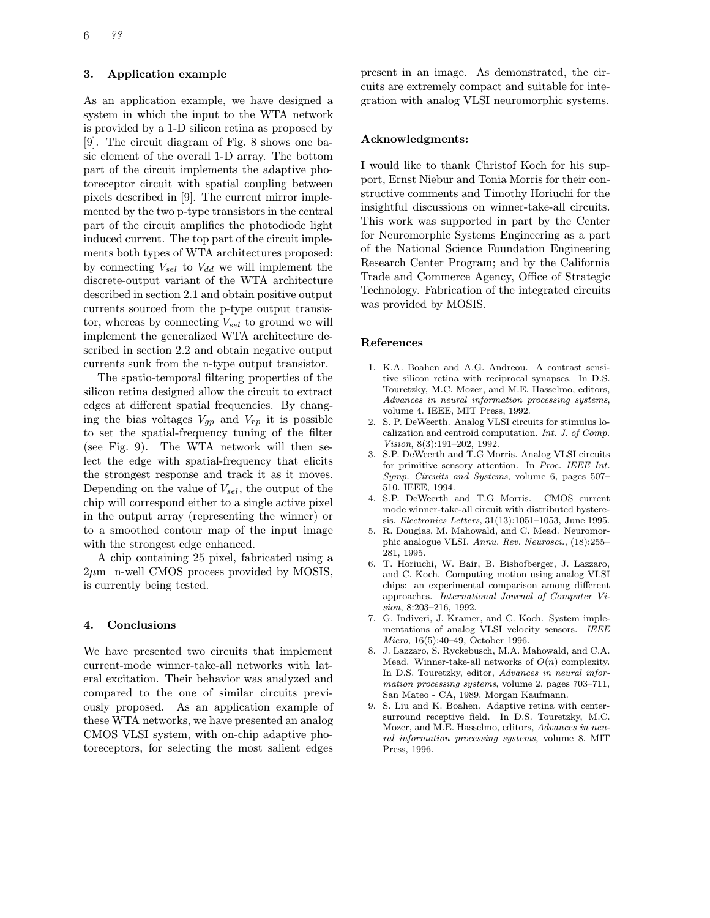## 3. Application example

As an application example, we have designed a system in which the input to the WTA network is provided by a 1-D silicon retina as proposed by [9]. The circuit diagram of Fig. 8 shows one basic element of the overall 1-D array. The bottom part of the circuit implements the adaptive photoreceptor circuit with spatial coupling between pixels described in [9]. The current mirror implemented by the two p-type transistors in the central part of the circuit amplifies the photodiode light induced current. The top part of the circuit implements both types of WTA architectures proposed: by connecting $V_{sel}$ to $V_{dd}$ we will implement the discrete-output variant of the WTA architecture described in section 2.1 and obtain positive output currents sourced from the p-type output transistor, whereas by connecting $V_{sel}$ to ground we will implement the generalized WTA architecture described in section 2.2 and obtain negative output currents sunk from the n-type output transistor.

The spatio-temporal filtering properties of the silicon retina designed allow the circuit to extract edges at different spatial frequencies. By changing the bias voltages $V_{gp}$ and $V_{rp}$ it is possible to set the spatial-frequency tuning of the filter (see Fig. 9). The WTA network will then select the edge with spatial-frequency that elicits the strongest response and track it as it moves. Depending on the value of $V_{sel}$, the output of the chip will correspond either to a single active pixel in the output array (representing the winner) or to a smoothed contour map of the input image with the strongest edge enhanced.

A chip containing 25 pixel, fabricated using a $2\mu$m n-well CMOS process provided by MOSIS, is currently being tested.

## 4. Conclusions

We have presented two circuits that implement current-mode winner-take-all networks with lateral excitation. Their behavior was analyzed and compared to the one of similar circuits previously proposed. As an application example of these WTA networks, we have presented an analog CMOS VLSI system, with on-chip adaptive photoreceptors, for selecting the most salient edges present in an image. As demonstrated, the circuits are extremely compact and suitable for integration with analog VLSI neuromorphic systems.

### Acknowledgments:

I would like to thank Christof Koch for his support, Ernst Niebur and Tonia Morris for their constructive comments and Timothy Horiuchi for the insightful discussions on winner-take-all circuits. This work was supported in part by the Center for Neuromorphic Systems Engineering as a part of the National Science Foundation Engineering Research Center Program; and by the California Trade and Commerce Agency, Office of Strategic Technology. Fabrication of the integrated circuits was provided by MOSIS.

### References

1. K.A. Boahen and A.G. Andreou. A contrast sensitive silicon retina with reciprocal synapses. In D.S. Touretzky, M.C. Mozer, and M.E. Hasselmo, editors, *Advances in neural information processing systems*, volume 4. IEEE, MIT Press, 1992.
2. S. P. DeWeerth. Analog VLSI circuits for stimulus localization and centroid computation. *Int. J. of Comp. Vision*, 8(3):191–202, 1992.
3. S.P. DeWeerth and T.G Morris. Analog VLSI circuits for primitive sensory attention. In *Proc. IEEE Int. Symp. Circuits and Systems*, volume 6, pages 507–510. IEEE, 1994.
4. S.P. DeWeerth and T.G Morris. CMOS current mode winner-take-all circuit with distributed hysteresis. *Electronics Letters*, 31(13):1051–1053, June 1995.
5. R. Douglas, M. Mahowald, and C. Mead. Neuromorphic analogue VLSI. *Annu. Rev. Neurosci.*, (18):255–281, 1995.
6. T. Horiuchi, W. Bair, B. Bishofberger, J. Lazzaro, and C. Koch. Computing motion using analog VLSI chips: an experimental comparison among different approaches. *International Journal of Computer Vision*, 8:203–216, 1992.
7. G. Indiveri, J. Kramer, and C. Koch. System implementations of analog VLSI velocity sensors. *IEEE Micro*, 16(5):40–49, October 1996.
8. J. Lazzaro, S. Ryckebusch, M.A. Mahowald, and C.A. Mead. Winner-take-all networks of $O(n)$ complexity. In D.S. Touretzky, editor, *Advances in neural information processing systems*, volume 2, pages 703–711, San Mateo - CA, 1989. Morgan Kaufmann.
9. S. Liu and K. Boahen. Adaptive retina with center-surround receptive field. In D.S. Touretzky, M.C. Mozer, and M.E. Hasselmo, editors, *Advances in neural information processing systems*, volume 8. MIT Press, 1996.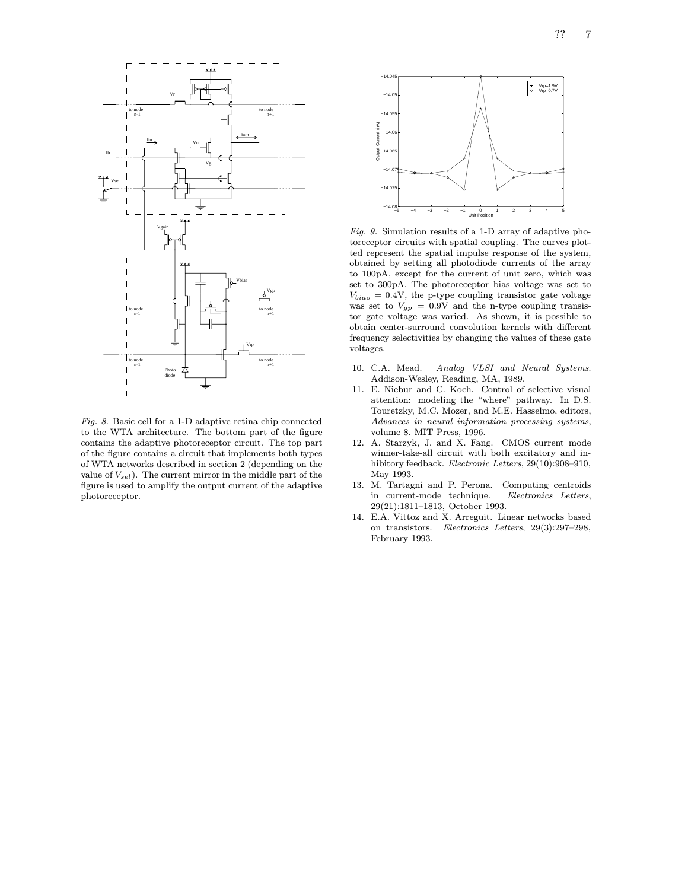to node n-1

to node n+1

Vr

Iin

Vn

Iout

Ib

Vg

Vsel

Vgain

Vbias

Vgp

to node n-1

to node n+1

Vrp

to node n-1

to node n+1

Photo diode

*Fig. 8.* Basic cell for a 1-D adaptive retina chip connected to the WTA architecture. The bottom part of the figure contains the adaptive photoreceptor circuit. The top part of the figure contains a circuit that implements both types of WTA networks described in section 2 (depending on the value of $V_{sel}$). The current mirror in the middle part of the figure is used to amplify the output current of the adaptive photoreceptor.

Vrp=1.9V

Vrp=0.7V

Output Current (nA)

Unit Position

−14.045

−14.05

−14.055

−14.06

−14.065

−14.07

−14.075

−14.08

−5 −4 −3 −2 −1 0 1 2 3 4 5

*Fig. 9.* Simulation results of a 1-D array of adaptive photoreceptor circuits with spatial coupling. The curves plotted represent the spatial impulse response of the system, obtained by setting all photodiode currents of the array to 100pA, except for the current of unit zero, which was set to 300pA. The photoreceptor bias voltage was set to $V_{bias} = 0.4$V, the p-type coupling transistor gate voltage was set to $V_{gp} = 0.9$V and the n-type coupling transistor gate voltage was varied. As shown, it is possible to obtain center-surround convolution kernels with different frequency selectivities by changing the values of these gate voltages.

10. C.A. Mead. *Analog VLSI and Neural Systems*. Addison-Wesley, Reading, MA, 1989.
11. E. Niebur and C. Koch. Control of selective visual attention: modeling the "where" pathway. In D.S. Touretzky, M.C. Mozer, and M.E. Hasselmo, editors, *Advances in neural information processing systems*, volume 8. MIT Press, 1996.
12. A. Starzyk, J. and X. Fang. CMOS current mode winner-take-all circuit with both excitatory and inhibitory feedback. *Electronic Letters*, 29(10):908–910, May 1993.
13. M. Tartagni and P. Perona. Computing centroids in current-mode technique. *Electronics Letters*, 29(21):1811–1813, October 1993.
14. E.A. Vittoz and X. Arreguit. Linear networks based on transistors. *Electronics Letters*, 29(3):297–298, February 1993.